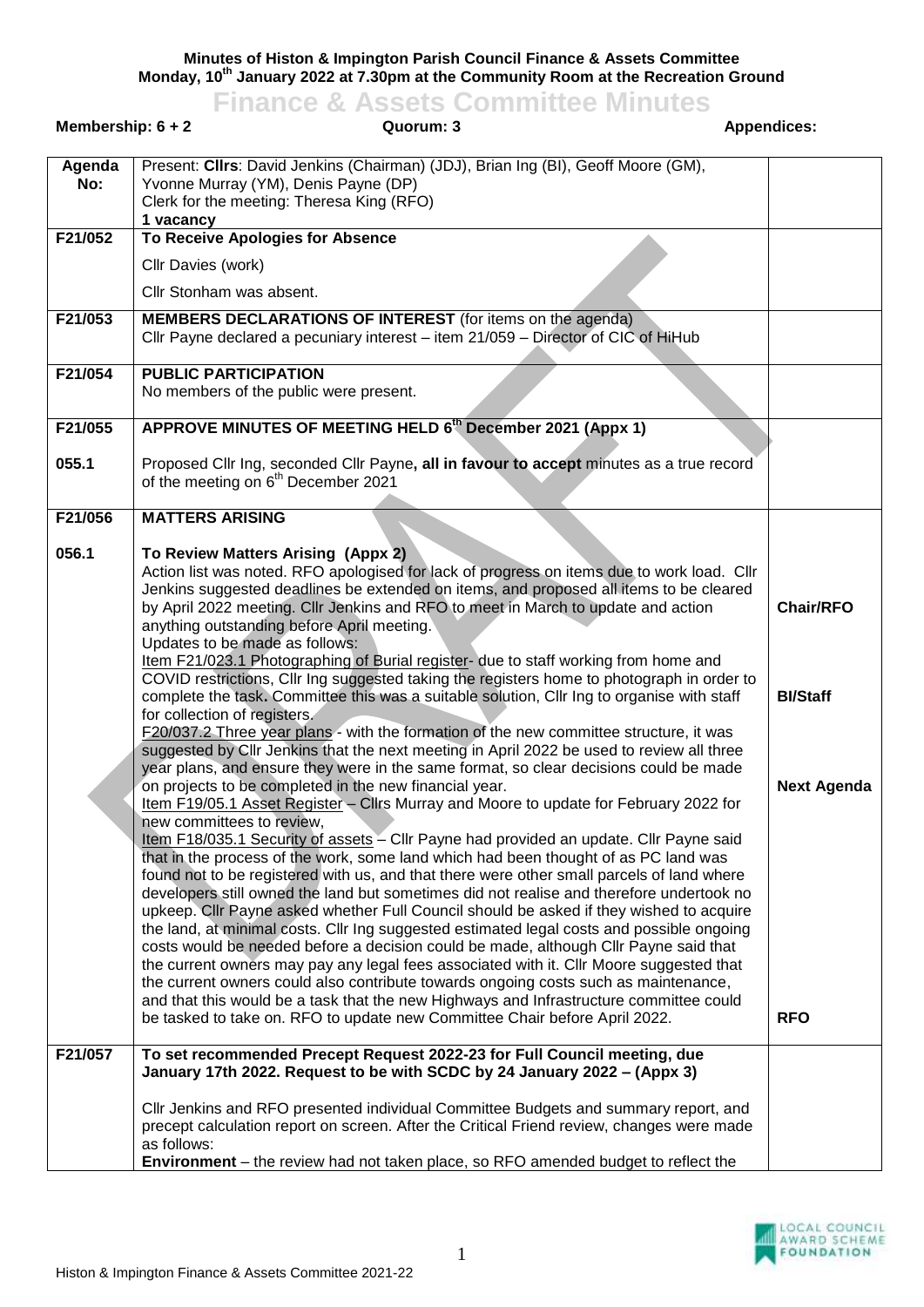**Minutes of Histon & Impington Parish Council Finance & Assets Committee**
**Monday, 10th January 2022 at 7.30pm at the Community Room at the Recreation Ground**

# Finance & Assets Committee Minutes

**Membership: 6 + 2** **Quorum: 3** **Appendices:**

| Agenda No: | Present: **Cllrs**: David Jenkins (Chairman) (JDJ), Brian Ing (BI), Geoff Moore (GM), Yvonne Murray (YM), Denis Payne (DP)<br>Clerk for the meeting: Theresa King (RFO)<br>**1 vacancy** | |
|---|---|---|
| **F21/052** | **To Receive Apologies for Absence**<br>Cllr Davies (work)<br>Cllr Stonham was absent. | |
| **F21/053** | **MEMBERS DECLARATIONS OF INTEREST** (for items on the agenda)<br>Cllr Payne declared a pecuniary interest – item 21/059 – Director of CIC of HiHub | |
| **F21/054** | **PUBLIC PARTICIPATION**<br>No members of the public were present. | |
| **F21/055** | **APPROVE MINUTES OF MEETING HELD 6th December 2021 (Appx 1)** | |
| **055.1** | Proposed Cllr Ing, seconded Cllr Payne, **all in favour to accept** minutes as a true record of the meeting on 6th December 2021 | |
| **F21/056** | **MATTERS ARISING** | |
| **056.1** | **To Review Matters Arising (Appx 2)**<br>Action list was noted. RFO apologised for lack of progress on items due to work load. Cllr Jenkins suggested deadlines be extended on items, and proposed all items to be cleared by April 2022 meeting. Cllr Jenkins and RFO to meet in March to update and action anything outstanding before April meeting. | **Chair/RFO** |
| | Updates to be made as follows:<br>Item F21/023.1 Photographing of Burial register- due to staff working from home and COVID restrictions, Cllr Ing suggested taking the registers home to photograph in order to complete the task**.** Committee this was a suitable solution, Cllr Ing to organise with staff for collection of registers. | **BI/Staff** |
| | F20/037.2 Three year plans - with the formation of the new committee structure, it was suggested by Cllr Jenkins that the next meeting in April 2022 be used to review all three year plans, and ensure they were in the same format, so clear decisions could be made on projects to be completed in the new financial year. | **Next Agenda** |
| | Item F19/05.1 Asset Register – Cllrs Murray and Moore to update for February 2022 for new committees to review,<br>Item F18/035.1 Security of assets – Cllr Payne had provided an update. Cllr Payne said that in the process of the work, some land which had been thought of as PC land was found not to be registered with us, and that there were other small parcels of land where developers still owned the land but sometimes did not realise and therefore undertook no upkeep. Cllr Payne asked whether Full Council should be asked if they wished to acquire the land, at minimal costs. Cllr Ing suggested estimated legal costs and possible ongoing costs would be needed before a decision could be made, although Cllr Payne said that the current owners may pay any legal fees associated with it. Cllr Moore suggested that the current owners could also contribute towards ongoing costs such as maintenance, and that this would be a task that the new Highways and Infrastructure committee could be tasked to take on. RFO to update new Committee Chair before April 2022. | **RFO** |
| **F21/057** | **To set recommended Precept Request 2022-23 for Full Council meeting, due January 17th 2022. Request to be with SCDC by 24 January 2022 – (Appx 3)**<br>Cllr Jenkins and RFO presented individual Committee Budgets and summary report, and precept calculation report on screen. After the Critical Friend review, changes were made as follows:<br>**Environment** – the review had not taken place, so RFO amended budget to reflect the | |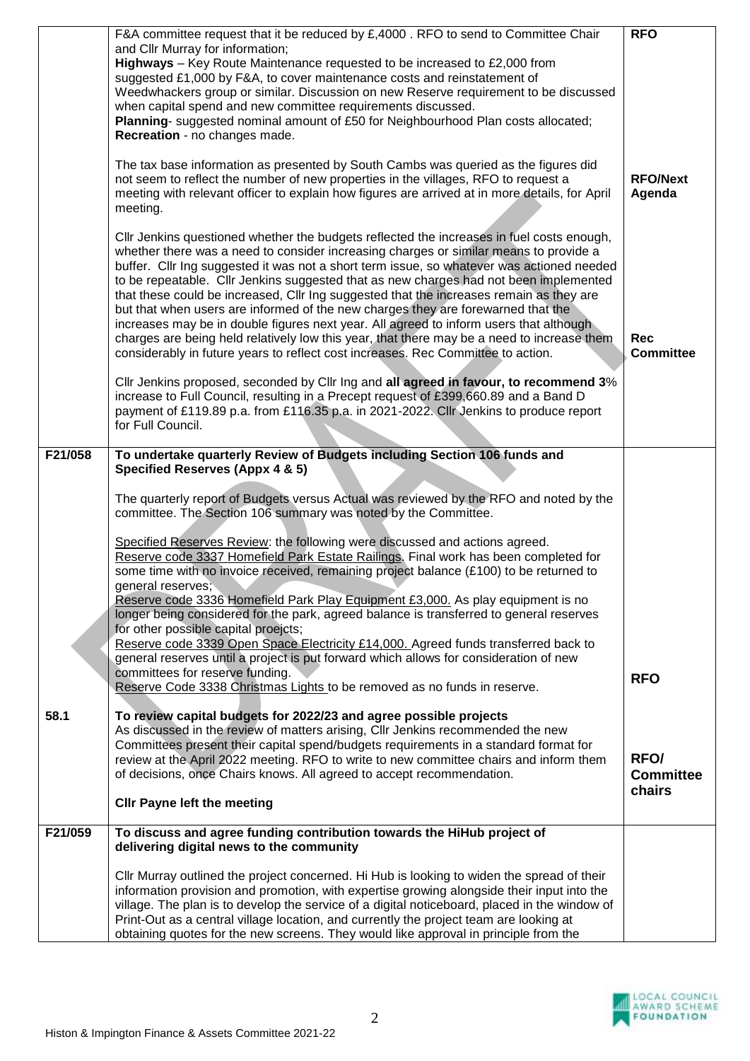| | | |
|---|---|---|
| | F&A committee request that it be reduced by £,4000 . RFO to send to Committee Chair and Cllr Murray for information;<br>**Highways** – Key Route Maintenance requested to be increased to £2,000 from suggested £1,000 by F&A, to cover maintenance costs and reinstatement of Weedwhackers group or similar. Discussion on new Reserve requirement to be discussed when capital spend and new committee requirements discussed.<br>**Planning**- suggested nominal amount of £50 for Neighbourhood Plan costs allocated;<br>**Recreation** - no changes made.<br><br>The tax base information as presented by South Cambs was queried as the figures did not seem to reflect the number of new properties in the villages, RFO to request a meeting with relevant officer to explain how figures are arrived at in more details, for April meeting.<br><br>Cllr Jenkins questioned whether the budgets reflected the increases in fuel costs enough, whether there was a need to consider increasing charges or similar means to provide a buffer. Cllr Ing suggested it was not a short term issue, so whatever was actioned needed to be repeatable. Cllr Jenkins suggested that as new charges had not been implemented that these could be increased, Cllr Ing suggested that the increases remain as they are but that when users are informed of the new charges they are forewarned that the increases may be in double figures next year. All agreed to inform users that although charges are being held relatively low this year, that there may be a need to increase them considerably in future years to reflect cost increases. Rec Committee to action.<br><br>Cllr Jenkins proposed, seconded by Cllr Ing and **all agreed in favour, to recommend 3**% increase to Full Council, resulting in a Precept request of £399,660.89 and a Band D payment of £119.89 p.a. from £116.35 p.a. in 2021-2022. Cllr Jenkins to produce report for Full Council. | **RFO**<br><br><br><br><br><br><br><br>**RFO/Next Agenda**<br><br><br><br><br><br><br><br><br><br><br>**Rec Committee** |
| **F21/058** | **To undertake quarterly Review of Budgets including Section 106 funds and Specified Reserves (Appx 4 & 5)**<br><br>The quarterly report of Budgets versus Actual was reviewed by the RFO and noted by the committee. The Section 106 summary was noted by the Committee.<br><br>Specified Reserves Review: the following were discussed and actions agreed.<br>Reserve code 3337 Homefield Park Estate Railings. Final work has been completed for some time with no invoice received, remaining project balance (£100) to be returned to general reserves;<br>Reserve code 3336 Homefield Park Play Equipment £3,000. As play equipment is no longer being considered for the park, agreed balance is transferred to general reserves for other possible capital proejcts;<br>Reserve code 3339 Open Space Electricity £14,000. Agreed funds transferred back to general reserves until a project is put forward which allows for consideration of new committees for reserve funding.<br>Reserve Code 3338 Christmas Lights to be removed as no funds in reserve. | <br><br><br><br><br><br><br><br><br><br><br><br><br><br>**RFO** |
| **58.1** | **To review capital budgets for 2022/23 and agree possible projects**<br>As discussed in the review of matters arising, Cllr Jenkins recommended the new Committees present their capital spend/budgets requirements in a standard format for review at the April 2022 meeting. RFO to write to new committee chairs and inform them of decisions, once Chairs knows. All agreed to accept recommendation.<br><br>**Cllr Payne left the meeting** | <br><br><br>**RFO/ Committee chairs** |
| **F21/059** | **To discuss and agree funding contribution towards the HiHub project of delivering digital news to the community**<br><br>Cllr Murray outlined the project concerned. Hi Hub is looking to widen the spread of their information provision and promotion, with expertise growing alongside their input into the village. The plan is to develop the service of a digital noticeboard, placed in the window of Print-Out as a central village location, and currently the project team are looking at obtaining quotes for the new screens. They would like approval in principle from the | |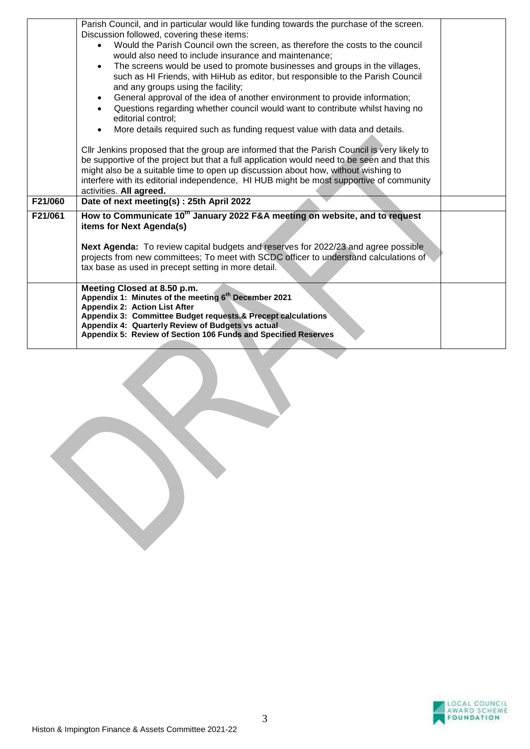| | | |
|---|---|---|
| | Parish Council, and in particular would like funding towards the purchase of the screen. Discussion followed, covering these items:<br>• Would the Parish Council own the screen, as therefore the costs to the council would also need to include insurance and maintenance;<br>• The screens would be used to promote businesses and groups in the villages, such as HI Friends, with HiHub as editor, but responsible to the Parish Council and any groups using the facility;<br>• General approval of the idea of another environment to provide information;<br>• Questions regarding whether council would want to contribute whilst having no editorial control;<br>• More details required such as funding request value with data and details.<br><br>Cllr Jenkins proposed that the group are informed that the Parish Council is very likely to be supportive of the project but that a full application would need to be seen and that this might also be a suitable time to open up discussion about how, without wishing to interfere with its editorial independence, HI HUB might be most supportive of community activities. **All agreed.** | |
| **F21/060** | **Date of next meeting(s) : 25th April 2022** | |
| **F21/061** | **How to Communicate 10th January 2022 F&A meeting on website, and to request items for Next Agenda(s)**<br><br>**Next Agenda:** To review capital budgets and reserves for 2022/23 and agree possible projects from new committees; To meet with SCDC officer to understand calculations of tax base as used in precept setting in more detail. | |
| | **Meeting Closed at 8.50 p.m.**<br>**Appendix 1: Minutes of the meeting 6th December 2021**<br>**Appendix 2: Action List After**<br>**Appendix 3: Committee Budget requests.& Precept calculations**<br>**Appendix 4: Quarterly Review of Budgets vs actual**<br>**Appendix 5: Review of Section 106 Funds and Specified Reserves** | |

DRAFT

Histon & Impington Finance & Assets Committee 2021-22